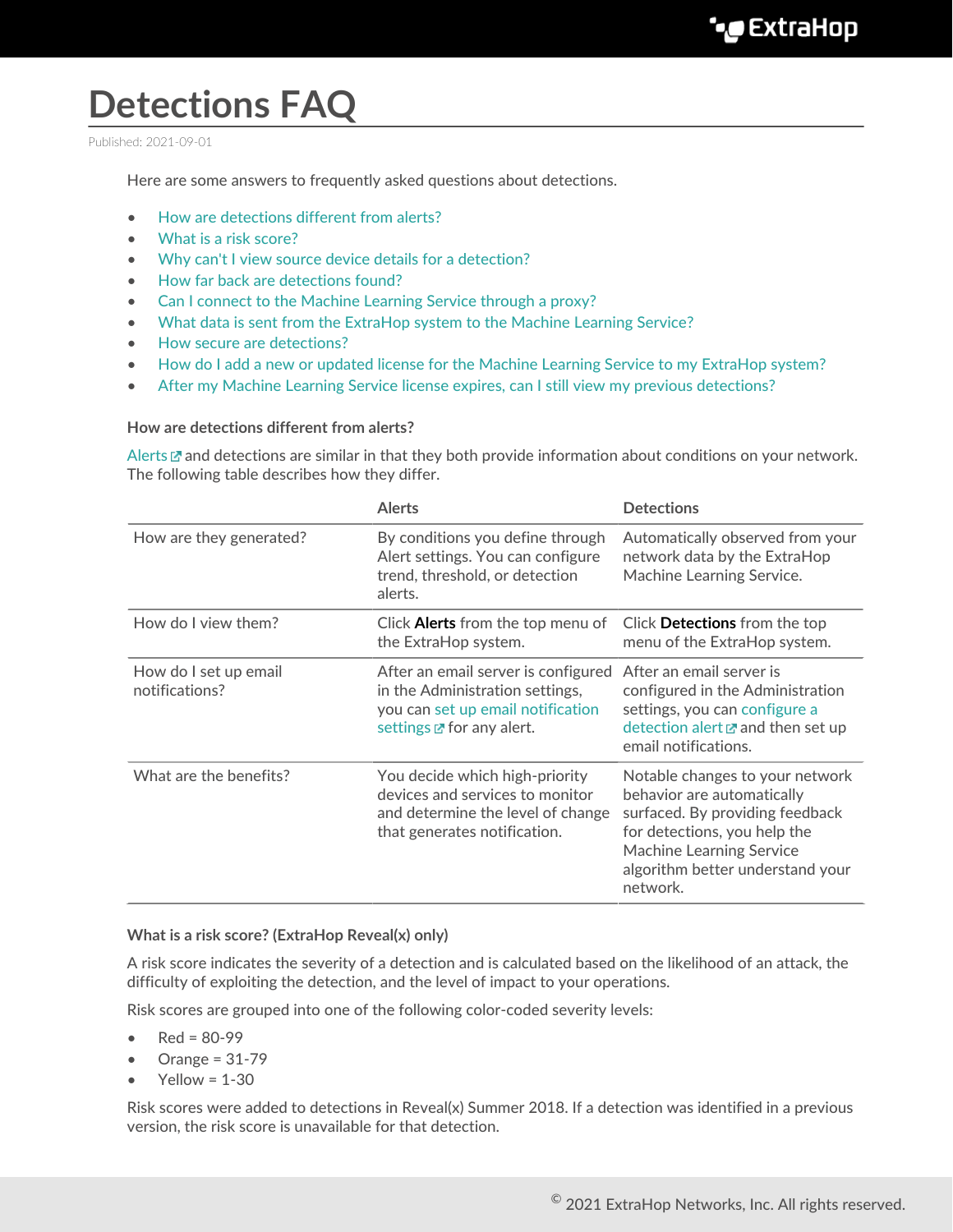# Detections FAQ

Published: 2021-09-01

Here are some answers to frequently asked questions about detections.

- How are detections different from alerts?
- What is a risk score?
- Why can't I view source device details for a detection?
- How far back are detections found?
- Can I connect to the Machine Learning Service through a proxy?
- What data is sent from the ExtraHop system to the Machine Learning Service?
- How secure are detections?
- How do I add a new or updated license for the Machine Learning Service to my ExtraHop system?
- After my Machine Learning Service license expires, can I still view my previous detections?

### How are detections different from alerts?

Alerts and detections are similar in that they both provide information about conditions on your network. The following table describes how they differ.

| | Alerts | Detections |
|---|---|---|
| How are they generated? | By conditions you define through Alert settings. You can configure trend, threshold, or detection alerts. | Automatically observed from your network data by the ExtraHop Machine Learning Service. |
| How do I view them? | Click **Alerts** from the top menu of the ExtraHop system. | Click **Detections** from the top menu of the ExtraHop system. |
| How do I set up email notifications? | After an email server is configured in the Administration settings, you can set up email notification settings for any alert. | After an email server is configured in the Administration settings, you can configure a detection alert and then set up email notifications. |
| What are the benefits? | You decide which high-priority devices and services to monitor and determine the level of change that generates notification. | Notable changes to your network behavior are automatically surfaced. By providing feedback for detections, you help the Machine Learning Service algorithm better understand your network. |

### What is a risk score? (ExtraHop Reveal(x) only)

A risk score indicates the severity of a detection and is calculated based on the likelihood of an attack, the difficulty of exploiting the detection, and the level of impact to your operations.

Risk scores are grouped into one of the following color-coded severity levels:

- Red = 80-99
- Orange = 31-79
- Yellow = 1-30

Risk scores were added to detections in Reveal(x) Summer 2018. If a detection was identified in a previous version, the risk score is unavailable for that detection.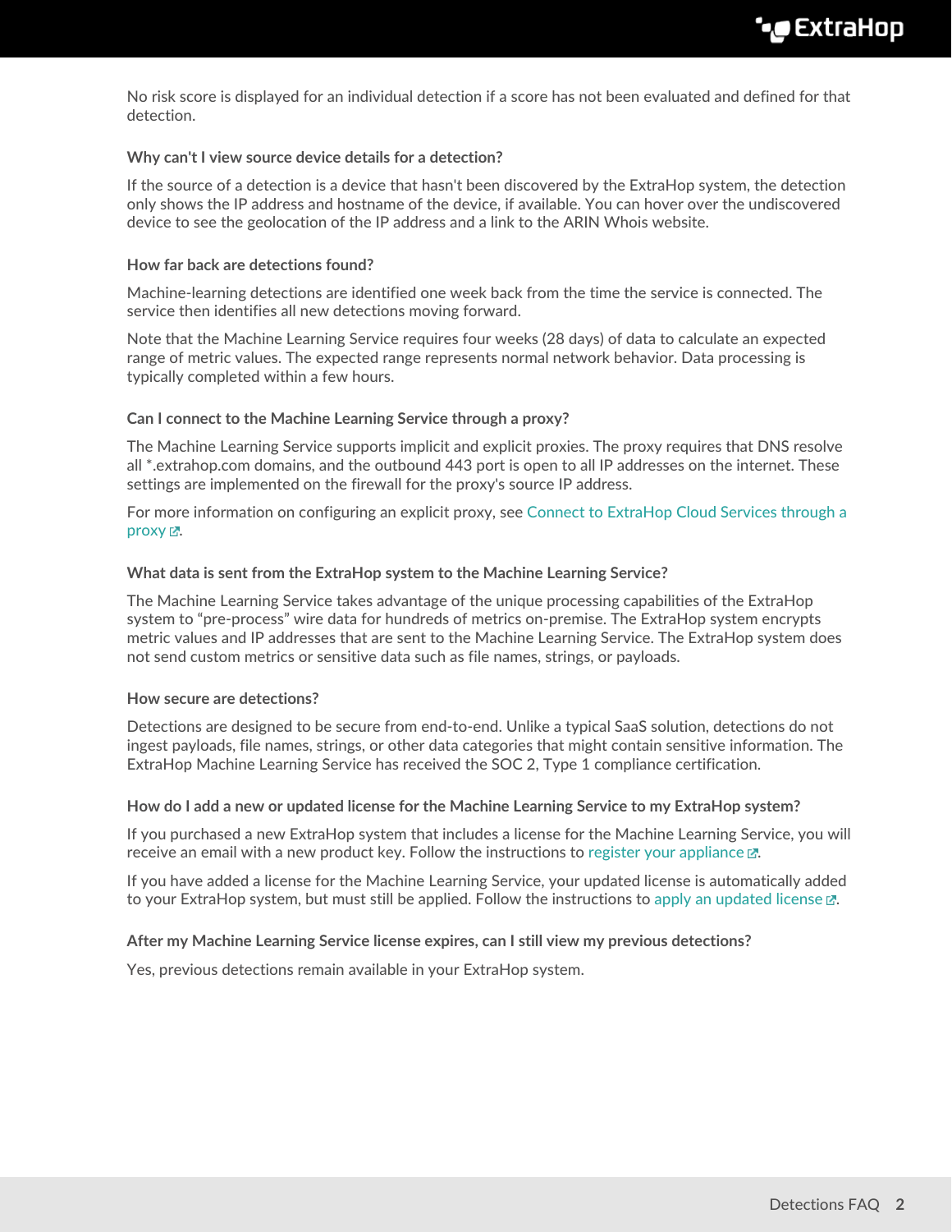No risk score is displayed for an individual detection if a score has not been evaluated and defined for that detection.

#### Why can't I view source device details for a detection?

If the source of a detection is a device that hasn't been discovered by the ExtraHop system, the detection only shows the IP address and hostname of the device, if available. You can hover over the undiscovered device to see the geolocation of the IP address and a link to the ARIN Whois website.

#### How far back are detections found?

Machine-learning detections are identified one week back from the time the service is connected. The service then identifies all new detections moving forward.

Note that the Machine Learning Service requires four weeks (28 days) of data to calculate an expected range of metric values. The expected range represents normal network behavior. Data processing is typically completed within a few hours.

#### Can I connect to the Machine Learning Service through a proxy?

The Machine Learning Service supports implicit and explicit proxies. The proxy requires that DNS resolve all *.extrahop.com domains, and the outbound 443 port is open to all IP addresses on the internet. These settings are implemented on the firewall for the proxy's source IP address.

For more information on configuring an explicit proxy, see Connect to ExtraHop Cloud Services through a proxy.

#### What data is sent from the ExtraHop system to the Machine Learning Service?

The Machine Learning Service takes advantage of the unique processing capabilities of the ExtraHop system to "pre-process" wire data for hundreds of metrics on-premise. The ExtraHop system encrypts metric values and IP addresses that are sent to the Machine Learning Service. The ExtraHop system does not send custom metrics or sensitive data such as file names, strings, or payloads.

#### How secure are detections?

Detections are designed to be secure from end-to-end. Unlike a typical SaaS solution, detections do not ingest payloads, file names, strings, or other data categories that might contain sensitive information. The ExtraHop Machine Learning Service has received the SOC 2, Type 1 compliance certification.

#### How do I add a new or updated license for the Machine Learning Service to my ExtraHop system?

If you purchased a new ExtraHop system that includes a license for the Machine Learning Service, you will receive an email with a new product key. Follow the instructions to register your appliance.

If you have added a license for the Machine Learning Service, your updated license is automatically added to your ExtraHop system, but must still be applied. Follow the instructions to apply an updated license.

#### After my Machine Learning Service license expires, can I still view my previous detections?

Yes, previous detections remain available in your ExtraHop system.